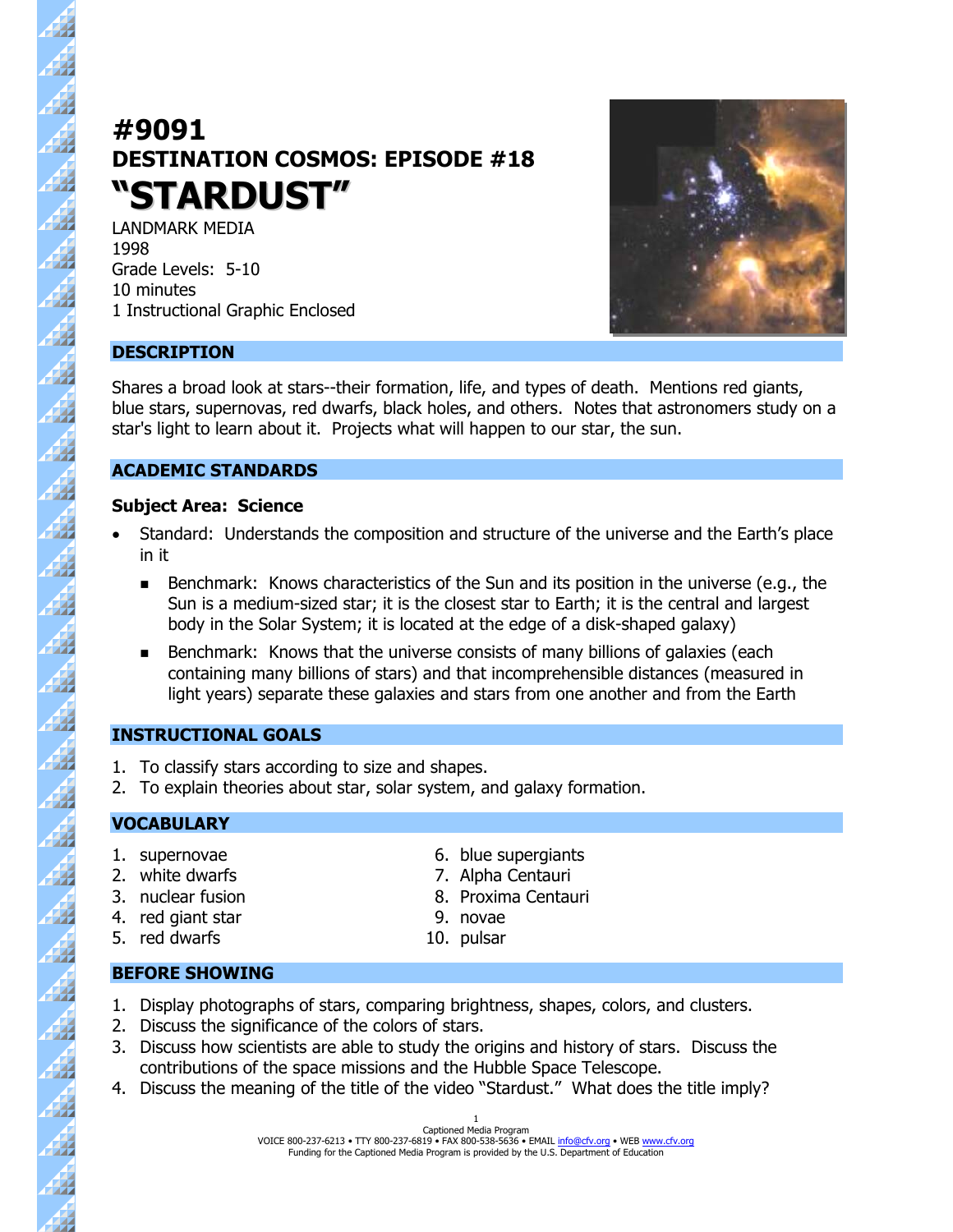# #9091
## DESTINATION COSMOS: EPISODE #18
# "STARDUST"

LANDMARK MEDIA
1998
Grade Levels: 5-10
10 minutes
1 Instructional Graphic Enclosed

## DESCRIPTION

Shares a broad look at stars--their formation, life, and types of death. Mentions red giants, blue stars, supernovas, red dwarfs, black holes, and others. Notes that astronomers study on a star's light to learn about it. Projects what will happen to our star, the sun.

## ACADEMIC STANDARDS

### Subject Area: Science

- Standard: Understands the composition and structure of the universe and the Earth's place in it
  - Benchmark: Knows characteristics of the Sun and its position in the universe (e.g., the Sun is a medium-sized star; it is the closest star to Earth; it is the central and largest body in the Solar System; it is located at the edge of a disk-shaped galaxy)
  - Benchmark: Knows that the universe consists of many billions of galaxies (each containing many billions of stars) and that incomprehensible distances (measured in light years) separate these galaxies and stars from one another and from the Earth

## INSTRUCTIONAL GOALS

1. To classify stars according to size and shapes.
2. To explain theories about star, solar system, and galaxy formation.

## VOCABULARY

1. supernovae
2. white dwarfs
3. nuclear fusion
4. red giant star
5. red dwarfs
6. blue supergiants
7. Alpha Centauri
8. Proxima Centauri
9. novae
10. pulsar

## BEFORE SHOWING

1. Display photographs of stars, comparing brightness, shapes, colors, and clusters.
2. Discuss the significance of the colors of stars.
3. Discuss how scientists are able to study the origins and history of stars. Discuss the contributions of the space missions and the Hubble Space Telescope.
4. Discuss the meaning of the title of the video "Stardust." What does the title imply?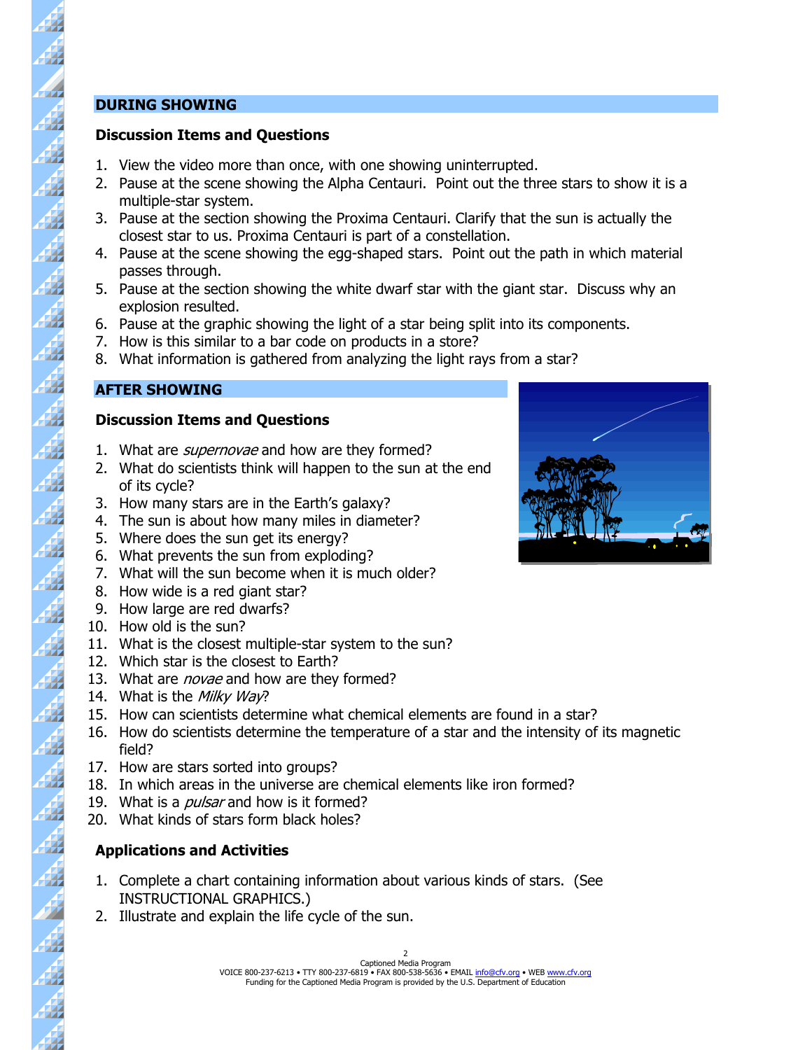## DURING SHOWING

### Discussion Items and Questions

1. View the video more than once, with one showing uninterrupted.
2. Pause at the scene showing the Alpha Centauri. Point out the three stars to show it is a multiple-star system.
3. Pause at the section showing the Proxima Centauri. Clarify that the sun is actually the closest star to us. Proxima Centauri is part of a constellation.
4. Pause at the scene showing the egg-shaped stars. Point out the path in which material passes through.
5. Pause at the section showing the white dwarf star with the giant star. Discuss why an explosion resulted.
6. Pause at the graphic showing the light of a star being split into its components.
7. How is this similar to a bar code on products in a store?
8. What information is gathered from analyzing the light rays from a star?

## AFTER SHOWING

### Discussion Items and Questions

1. What are *supernovae* and how are they formed?
2. What do scientists think will happen to the sun at the end of its cycle?
3. How many stars are in the Earth's galaxy?
4. The sun is about how many miles in diameter?
5. Where does the sun get its energy?
6. What prevents the sun from exploding?
7. What will the sun become when it is much older?
8. How wide is a red giant star?
9. How large are red dwarfs?
10. How old is the sun?
11. What is the closest multiple-star system to the sun?
12. Which star is the closest to Earth?
13. What are *novae* and how are they formed?
14. What is the *Milky Way*?
15. How can scientists determine what chemical elements are found in a star?
16. How do scientists determine the temperature of a star and the intensity of its magnetic field?
17. How are stars sorted into groups?
18. In which areas in the universe are chemical elements like iron formed?
19. What is a *pulsar* and how is it formed?
20. What kinds of stars form black holes?

### Applications and Activities

1. Complete a chart containing information about various kinds of stars. (See INSTRUCTIONAL GRAPHICS.)
2. Illustrate and explain the life cycle of the sun.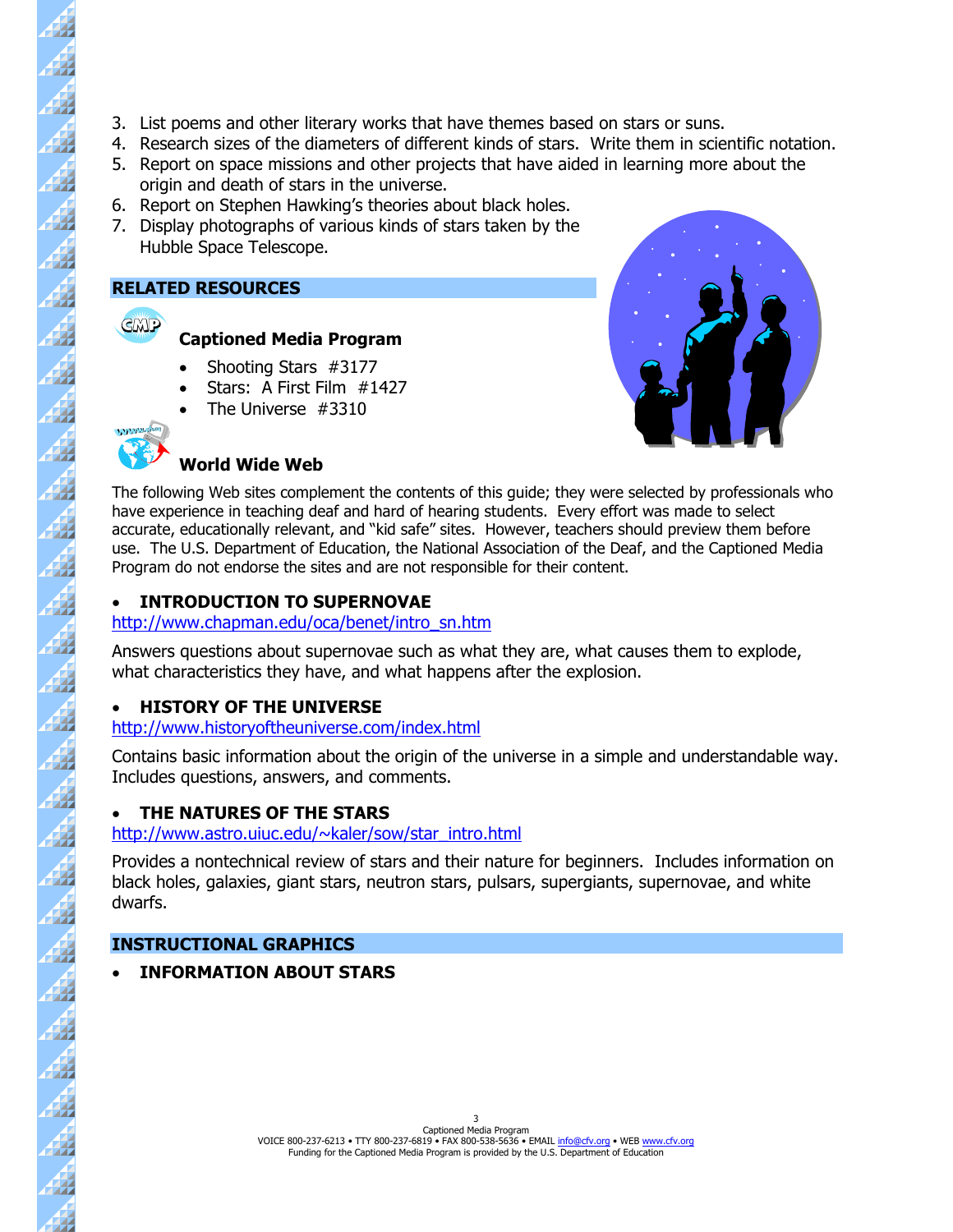3. List poems and other literary works that have themes based on stars or suns.
4. Research sizes of the diameters of different kinds of stars. Write them in scientific notation.
5. Report on space missions and other projects that have aided in learning more about the origin and death of stars in the universe.
6. Report on Stephen Hawking's theories about black holes.
7. Display photographs of various kinds of stars taken by the Hubble Space Telescope.

## RELATED RESOURCES

### Captioned Media Program

- Shooting Stars #3177
- Stars: A First Film #1427
- The Universe #3310

### World Wide Web

The following Web sites complement the contents of this guide; they were selected by professionals who have experience in teaching deaf and hard of hearing students. Every effort was made to select accurate, educationally relevant, and "kid safe" sites. However, teachers should preview them before use. The U.S. Department of Education, the National Association of the Deaf, and the Captioned Media Program do not endorse the sites and are not responsible for their content.

- **INTRODUCTION TO SUPERNOVAE**

http://www.chapman.edu/oca/benet/intro_sn.htm

Answers questions about supernovae such as what they are, what causes them to explode, what characteristics they have, and what happens after the explosion.

- **HISTORY OF THE UNIVERSE**

http://www.historyoftheuniverse.com/index.html

Contains basic information about the origin of the universe in a simple and understandable way. Includes questions, answers, and comments.

- **THE NATURES OF THE STARS**

http://www.astro.uiuc.edu/~kaler/sow/star_intro.html

Provides a nontechnical review of stars and their nature for beginners. Includes information on black holes, galaxies, giant stars, neutron stars, pulsars, supergiants, supernovae, and white dwarfs.

## INSTRUCTIONAL GRAPHICS

- **INFORMATION ABOUT STARS**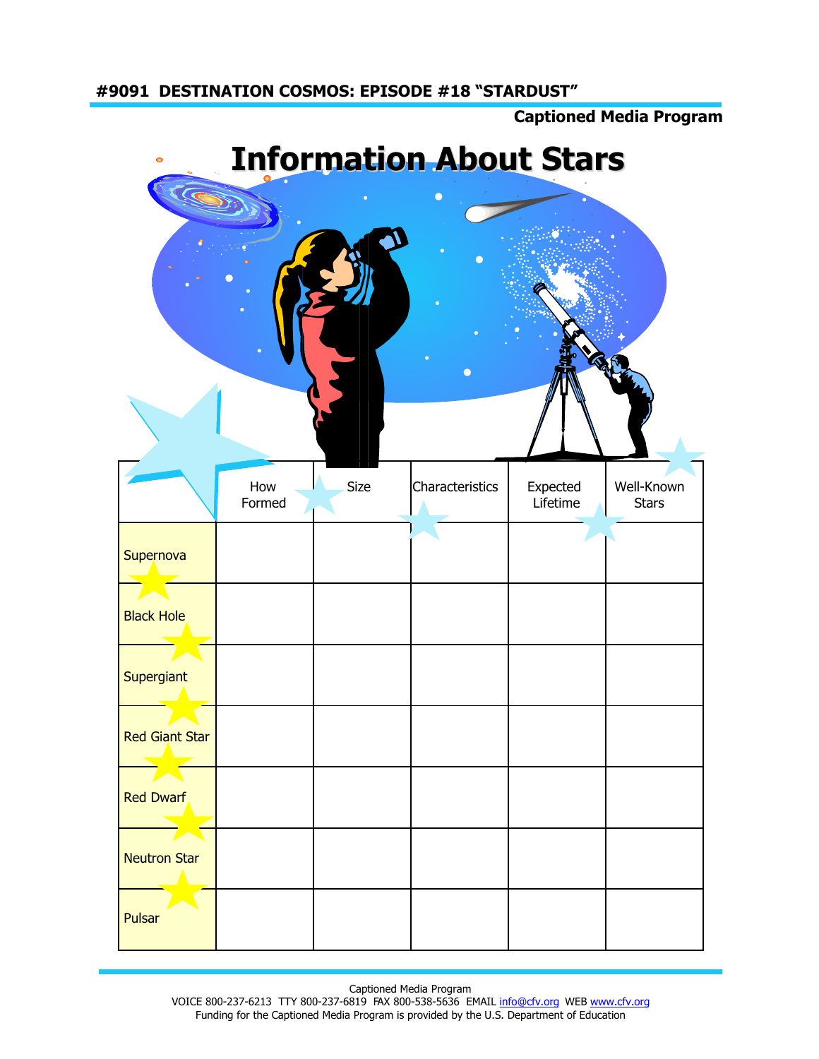# Information About Stars

| | How Formed | Size | Characteristics | Expected Lifetime | Well-Known Stars |
|---|---|---|---|---|---|
| Supernova | | | | | |
| Black Hole | | | | | |
| Supergiant | | | | | |
| Red Giant Star | | | | | |
| Red Dwarf | | | | | |
| Neutron Star | | | | | |
| Pulsar | | | | | |